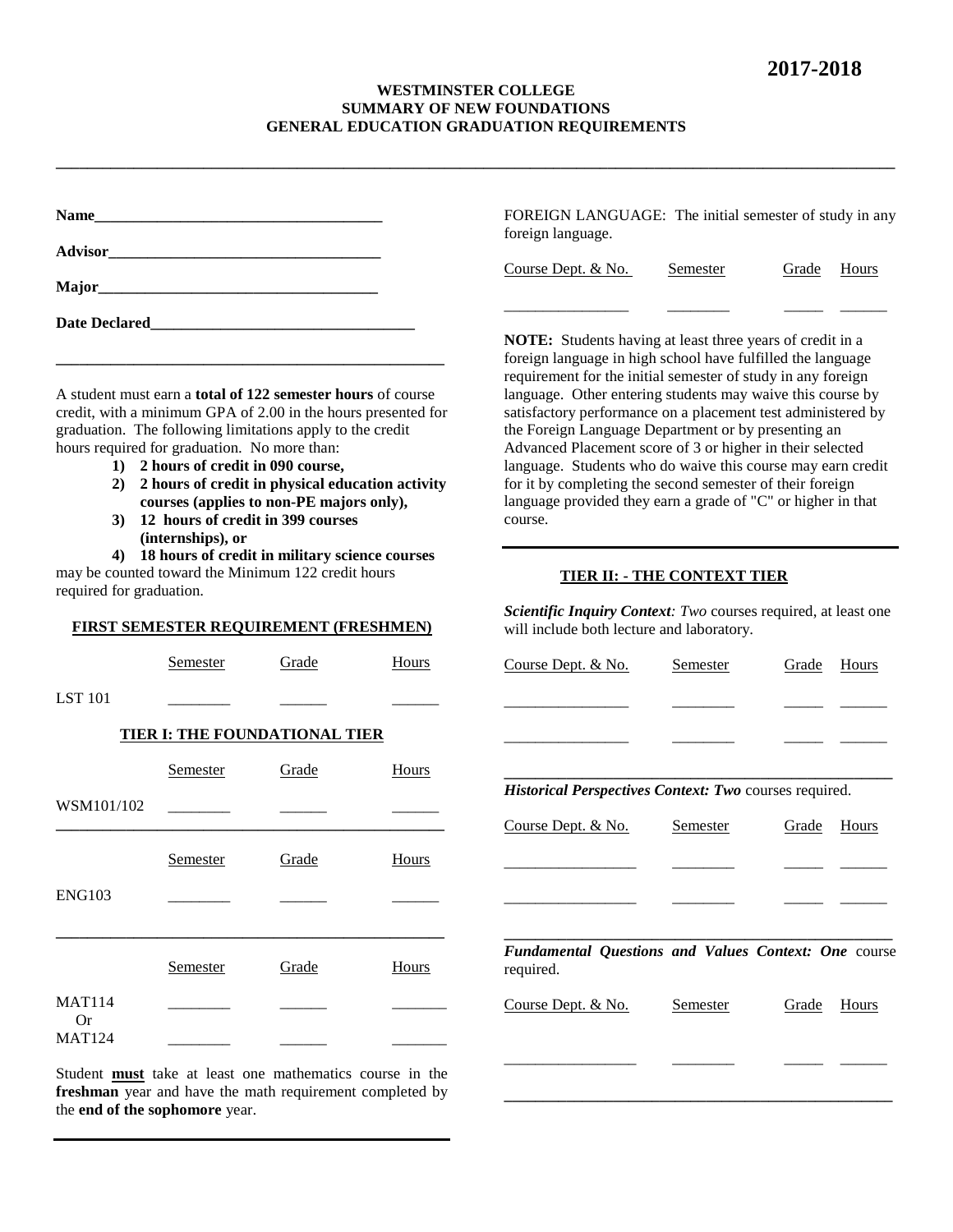2017-2018

# WESTMINSTER COLLEGE
## SUMMARY OF NEW FOUNDATIONS
## GENERAL EDUCATION GRADUATION REQUIREMENTS

**Name**______________________________________

**Advisor**____________________________________

**Major**_____________________________________

**Date Declared**_________________________________

A student must earn a **total of 122 semester hours** of course credit, with a minimum GPA of 2.00 in the hours presented for graduation. The following limitations apply to the credit hours required for graduation. No more than:

1) **2 hours of credit in 090 course,**
2) **2 hours of credit in physical education activity courses (applies to non-PE majors only),**
3) **12 hours of credit in 399 courses (internships), or**
4) **18 hours of credit in military science courses**

may be counted toward the Minimum 122 credit hours required for graduation.

### FIRST SEMESTER REQUIREMENT (FRESHMEN)

| | Semester | Grade | Hours |
|---|---|---|---|
| LST 101 | ________ | ______ | ______ |

### TIER I: THE FOUNDATIONAL TIER

| | Semester | Grade | Hours |
|---|---|---|---|
| WSM101/102 | ________ | ______ | ______ |

| | Semester | Grade | Hours |
|---|---|---|---|
| ENG103 | ________ | ______ | ______ |

| | Semester | Grade | Hours |
|---|---|---|---|
| MAT114 | ________ | ______ | _______ |
| Or | | | |
| MAT124 | ________ | ______ | _______ |

Student **must** take at least one mathematics course in the **freshman** year and have the math requirement completed by the **end of the sophomore** year.

FOREIGN LANGUAGE: The initial semester of study in any foreign language.

| Course Dept. & No. | Semester | Grade | Hours |
|---|---|---|---|
| ________________ | ________ | _____ | ______ |

**NOTE:** Students having at least three years of credit in a foreign language in high school have fulfilled the language requirement for the initial semester of study in any foreign language. Other entering students may waive this course by satisfactory performance on a placement test administered by the Foreign Language Department or by presenting an Advanced Placement score of 3 or higher in their selected language. Students who do waive this course may earn credit for it by completing the second semester of their foreign language provided they earn a grade of "C" or higher in that course.

### TIER II: - THE CONTEXT TIER

***Scientific Inquiry Context**: Two* courses required, at least one will include both lecture and laboratory.

| Course Dept. & No. | Semester | Grade | Hours |
|---|---|---|---|
| ________________ | ________ | _____ | ______ |
| ________________ | ________ | _____ | ______ |

***Historical Perspectives Context: Two*** courses required.

| Course Dept. & No. | Semester | Grade | Hours |
|---|---|---|---|
| _________________ | ________ | _____ | ______ |
| _________________ | ________ | _____ | ______ |

***Fundamental Questions and Values Context: One*** course required.

| Course Dept. & No. | Semester | Grade | Hours |
|---|---|---|---|
| _________________ | ________ | _____ | ______ |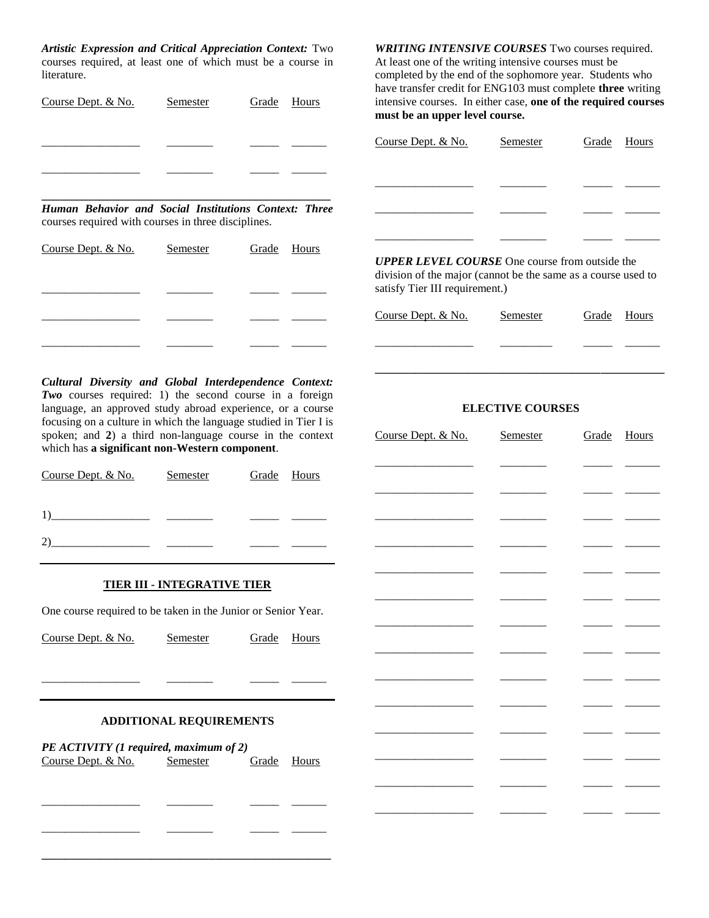***Artistic Expression and Critical Appreciation Context:*** Two courses required, at least one of which must be a course in literature.

| Course Dept. & No. | Semester | Grade | Hours |
| --- | --- | --- | --- |
| | | | |
| | | | |

***Human Behavior and Social Institutions Context: Three*** courses required with courses in three disciplines.

| Course Dept. & No. | Semester | Grade | Hours |
| --- | --- | --- | --- |
| | | | |
| | | | |
| | | | |

***Cultural Diversity and Global Interdependence Context: Two*** courses required: 1) the second course in a foreign language, an approved study abroad experience, or a course focusing on a culture in which the language studied in Tier I is spoken; and **2**) a third non-language course in the context which has **a significant non-Western component**.

| Course Dept. & No. | Semester | Grade | Hours |
| --- | --- | --- | --- |
| 1) | | | |
| 2) | | | |

## TIER III - INTEGRATIVE TIER

One course required to be taken in the Junior or Senior Year.

| Course Dept. & No. | Semester | Grade | Hours |
| --- | --- | --- | --- |
| | | | |

## ADDITIONAL REQUIREMENTS

***PE ACTIVITY (1 required, maximum of 2)***

| Course Dept. & No. | Semester | Grade | Hours |
| --- | --- | --- | --- |
| | | | |
| | | | |

***WRITING INTENSIVE COURSES*** Two courses required. At least one of the writing intensive courses must be completed by the end of the sophomore year. Students who have transfer credit for ENG103 must complete **three** writing intensive courses. In either case, **one of the required courses must be an upper level course.**

| Course Dept. & No. | Semester | Grade | Hours |
| --- | --- | --- | --- |
| | | | |
| | | | |
| | | | |

***UPPER LEVEL COURSE*** One course from outside the division of the major (cannot be the same as a course used to satisfy Tier III requirement.)

| Course Dept. & No. | Semester | Grade | Hours |
| --- | --- | --- | --- |
| | | | |

## ELECTIVE COURSES

| Course Dept. & No. | Semester | Grade | Hours |
| --- | --- | --- | --- |
| | | | |
| | | | |
| | | | |
| | | | |
| | | | |
| | | | |
| | | | |
| | | | |
| | | | |
| | | | |
| | | | |
| | | | |
| | | | |
| | | | |